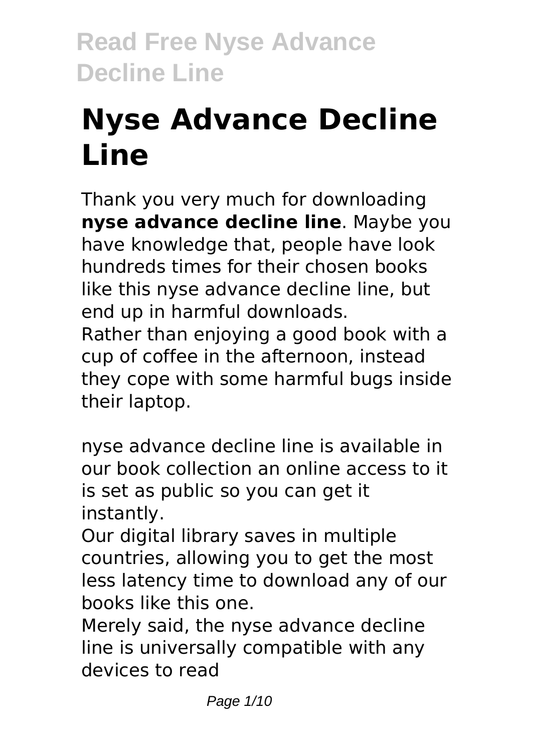# Nyse Advance Decline Line

Thank you very much for downloading **nyse advance decline line**. Maybe you have knowledge that, people have look hundreds times for their chosen books like this nyse advance decline line, but end up in harmful downloads.
Rather than enjoying a good book with a cup of coffee in the afternoon, instead they cope with some harmful bugs inside their laptop.

nyse advance decline line is available in our book collection an online access to it is set as public so you can get it instantly.
Our digital library saves in multiple countries, allowing you to get the most less latency time to download any of our books like this one.
Merely said, the nyse advance decline line is universally compatible with any devices to read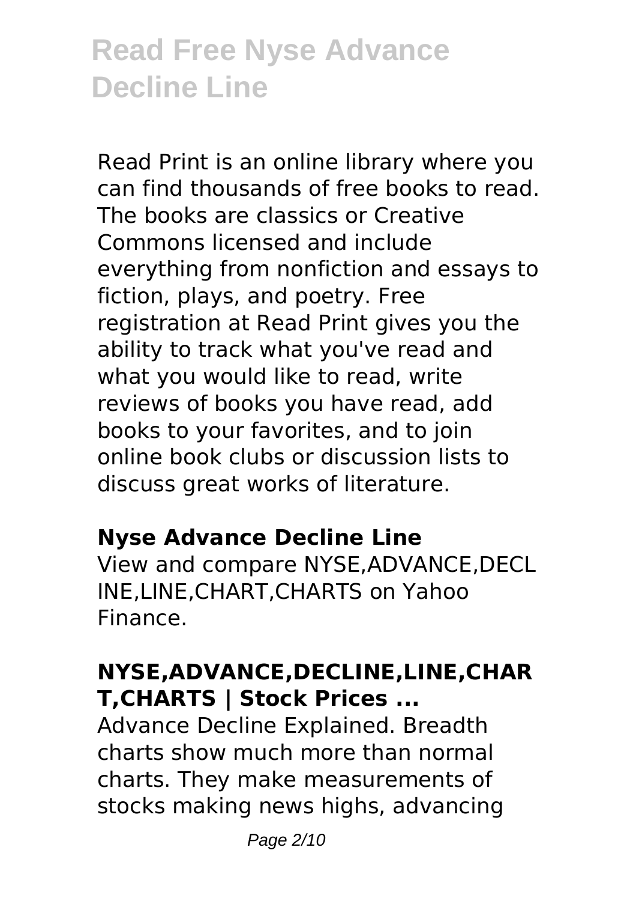Read Print is an online library where you can find thousands of free books to read. The books are classics or Creative Commons licensed and include everything from nonfiction and essays to fiction, plays, and poetry. Free registration at Read Print gives you the ability to track what you've read and what you would like to read, write reviews of books you have read, add books to your favorites, and to join online book clubs or discussion lists to discuss great works of literature.

### Nyse Advance Decline Line

View and compare NYSE,ADVANCE,DECLINE,LINE,CHART,CHARTS on Yahoo Finance.

### NYSE,ADVANCE,DECLINE,LINE,CHART,CHARTS | Stock Prices ...

Advance Decline Explained. Breadth charts show much more than normal charts. They make measurements of stocks making news highs, advancing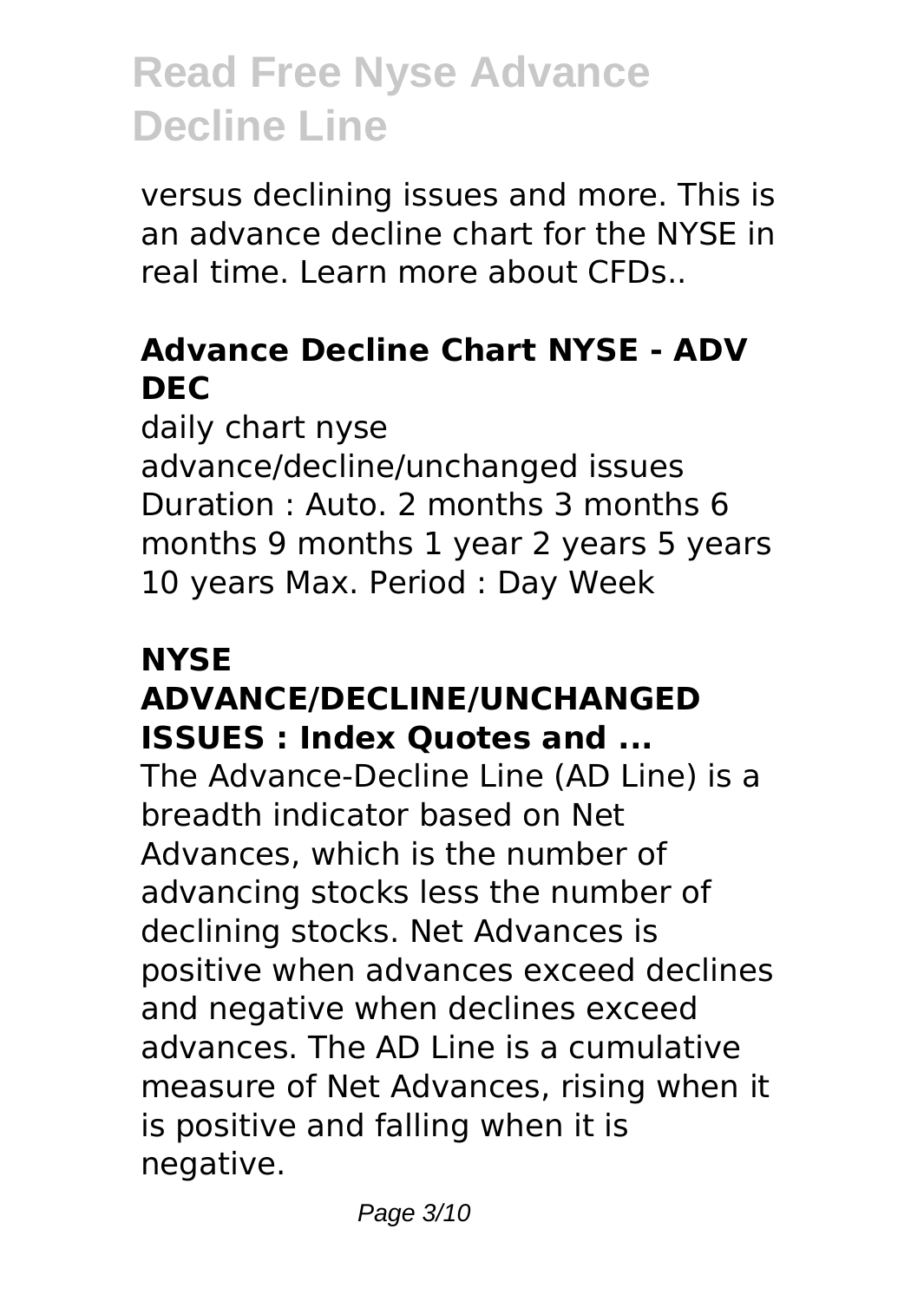versus declining issues and more. This is an advance decline chart for the NYSE in real time. Learn more about CFDs..

### Advance Decline Chart NYSE - ADV DEC

daily chart nyse advance/decline/unchanged issues Duration : Auto. 2 months 3 months 6 months 9 months 1 year 2 years 5 years 10 years Max. Period : Day Week

### NYSE ADVANCE/DECLINE/UNCHANGED ISSUES : Index Quotes and ...

The Advance-Decline Line (AD Line) is a breadth indicator based on Net Advances, which is the number of advancing stocks less the number of declining stocks. Net Advances is positive when advances exceed declines and negative when declines exceed advances. The AD Line is a cumulative measure of Net Advances, rising when it is positive and falling when it is negative.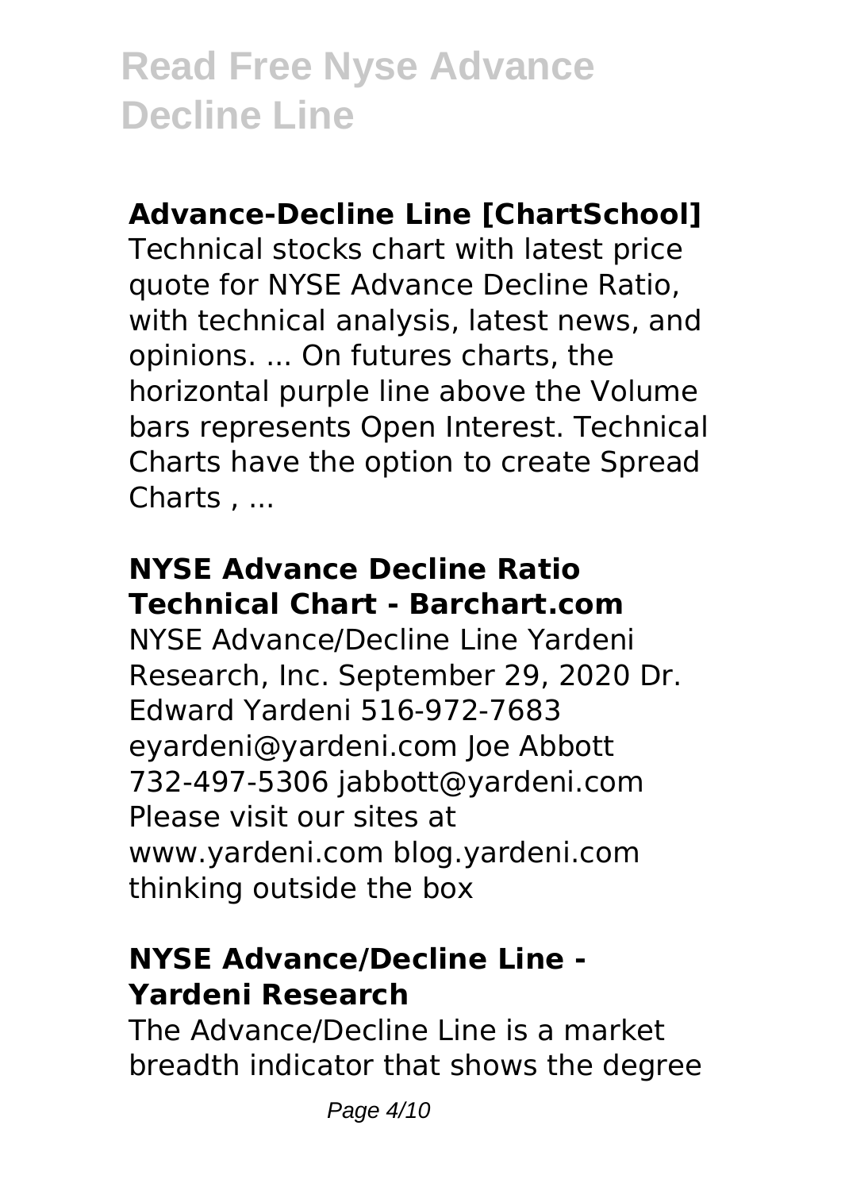## Advance-Decline Line [ChartSchool]

Technical stocks chart with latest price quote for NYSE Advance Decline Ratio, with technical analysis, latest news, and opinions. ... On futures charts, the horizontal purple line above the Volume bars represents Open Interest. Technical Charts have the option to create Spread Charts , ...

## NYSE Advance Decline Ratio Technical Chart - Barchart.com

NYSE Advance/Decline Line Yardeni Research, Inc. September 29, 2020 Dr. Edward Yardeni 516-972-7683 eyardeni@yardeni.com Joe Abbott 732-497-5306 jabbott@yardeni.com Please visit our sites at www.yardeni.com blog.yardeni.com thinking outside the box

## NYSE Advance/Decline Line - Yardeni Research

The Advance/Decline Line is a market breadth indicator that shows the degree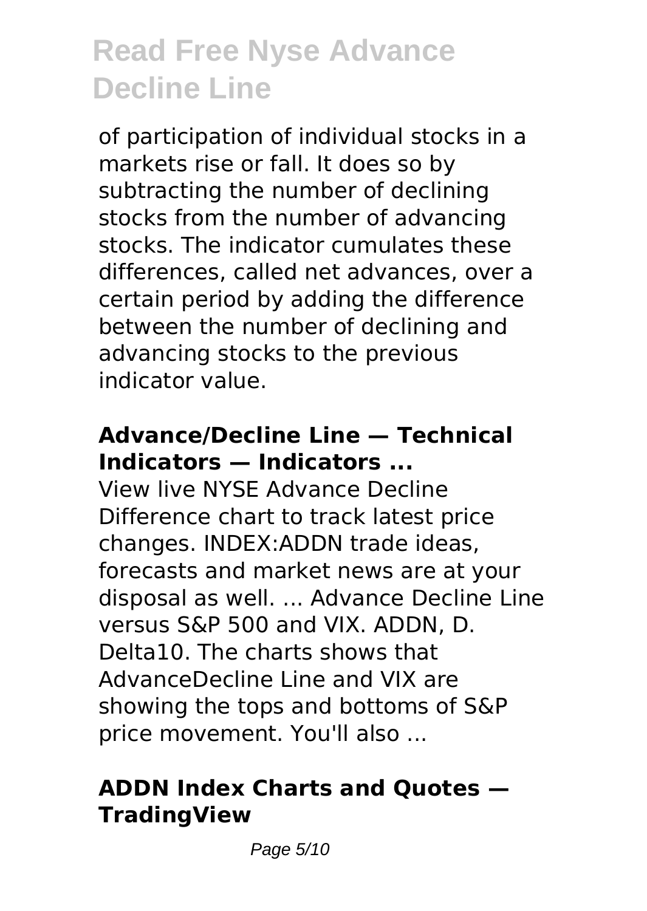of participation of individual stocks in a markets rise or fall. It does so by subtracting the number of declining stocks from the number of advancing stocks. The indicator cumulates these differences, called net advances, over a certain period by adding the difference between the number of declining and advancing stocks to the previous indicator value.

### Advance/Decline Line — Technical Indicators — Indicators ...

View live NYSE Advance Decline Difference chart to track latest price changes. INDEX:ADDN trade ideas, forecasts and market news are at your disposal as well. ... Advance Decline Line versus S&P 500 and VIX. ADDN, D. Delta10. The charts shows that AdvanceDecline Line and VIX are showing the tops and bottoms of S&P price movement. You'll also ...

### ADDN Index Charts and Quotes — TradingView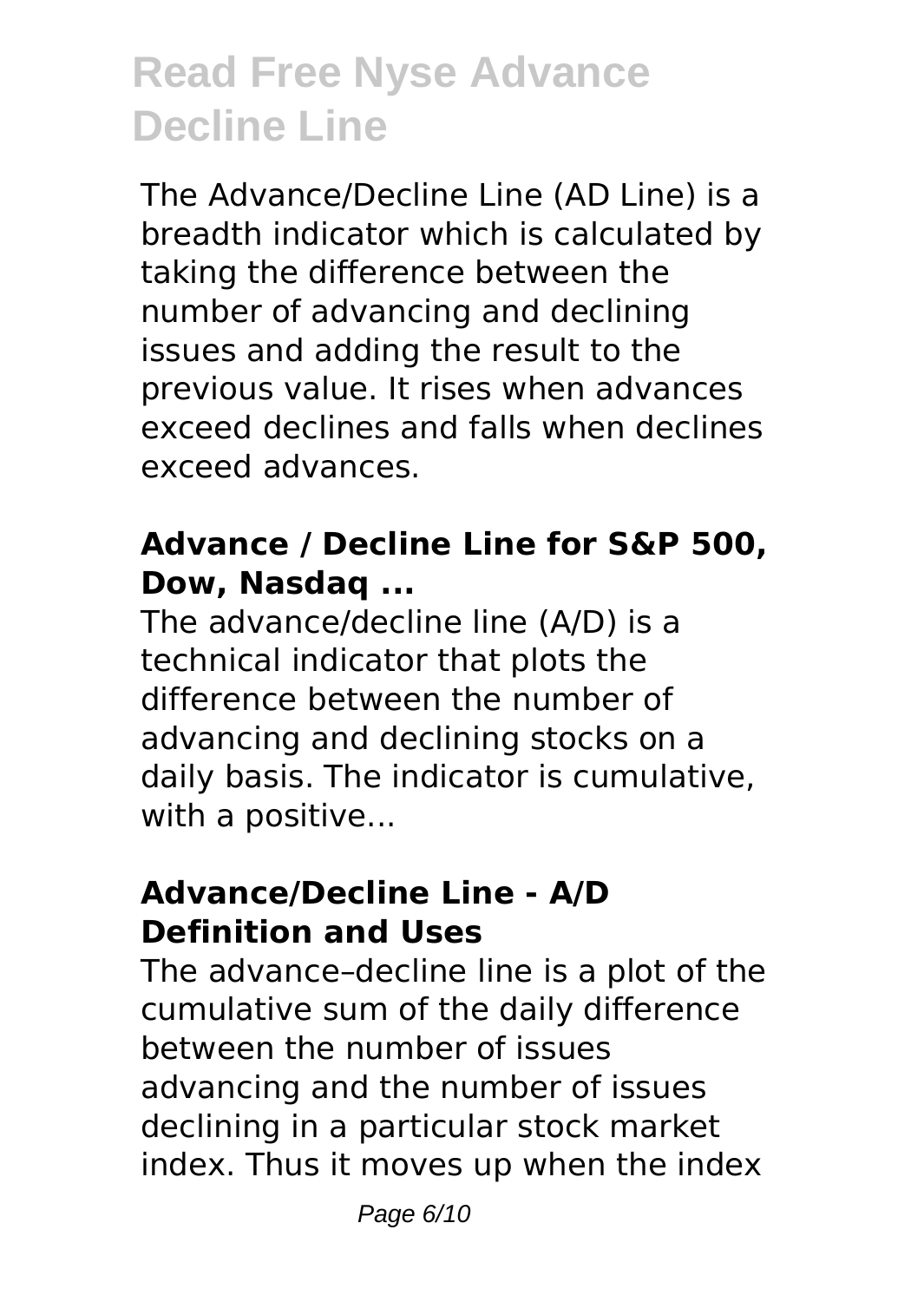# Read Free Nyse Advance Decline Line

The Advance/Decline Line (AD Line) is a breadth indicator which is calculated by taking the difference between the number of advancing and declining issues and adding the result to the previous value. It rises when advances exceed declines and falls when declines exceed advances.

**Advance / Decline Line for S&P 500, Dow, Nasdaq ...**

The advance/decline line (A/D) is a technical indicator that plots the difference between the number of advancing and declining stocks on a daily basis. The indicator is cumulative, with a positive...

**Advance/Decline Line - A/D Definition and Uses**

The advance–decline line is a plot of the cumulative sum of the daily difference between the number of issues advancing and the number of issues declining in a particular stock market index. Thus it moves up when the index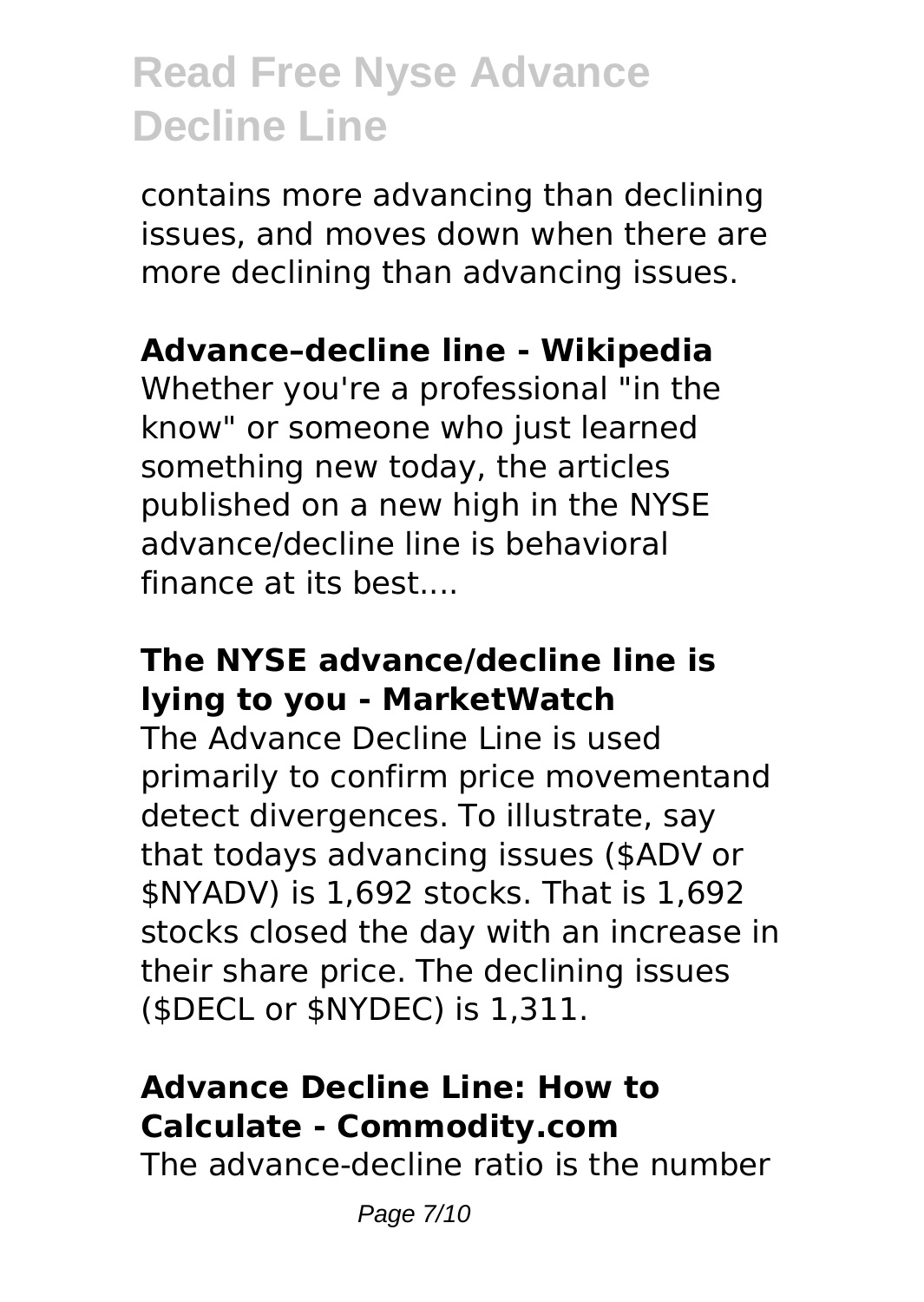contains more advancing than declining issues, and moves down when there are more declining than advancing issues.

**Advance–decline line - Wikipedia**

Whether you're a professional "in the know" or someone who just learned something new today, the articles published on a new high in the NYSE advance/decline line is behavioral finance at its best....

**The NYSE advance/decline line is lying to you - MarketWatch**

The Advance Decline Line is used primarily to confirm price movementand detect divergences. To illustrate, say that todays advancing issues ($ADV or $NYADV) is 1,692 stocks. That is 1,692 stocks closed the day with an increase in their share price. The declining issues ($DECL or $NYDEC) is 1,311.

**Advance Decline Line: How to Calculate - Commodity.com**

The advance-decline ratio is the number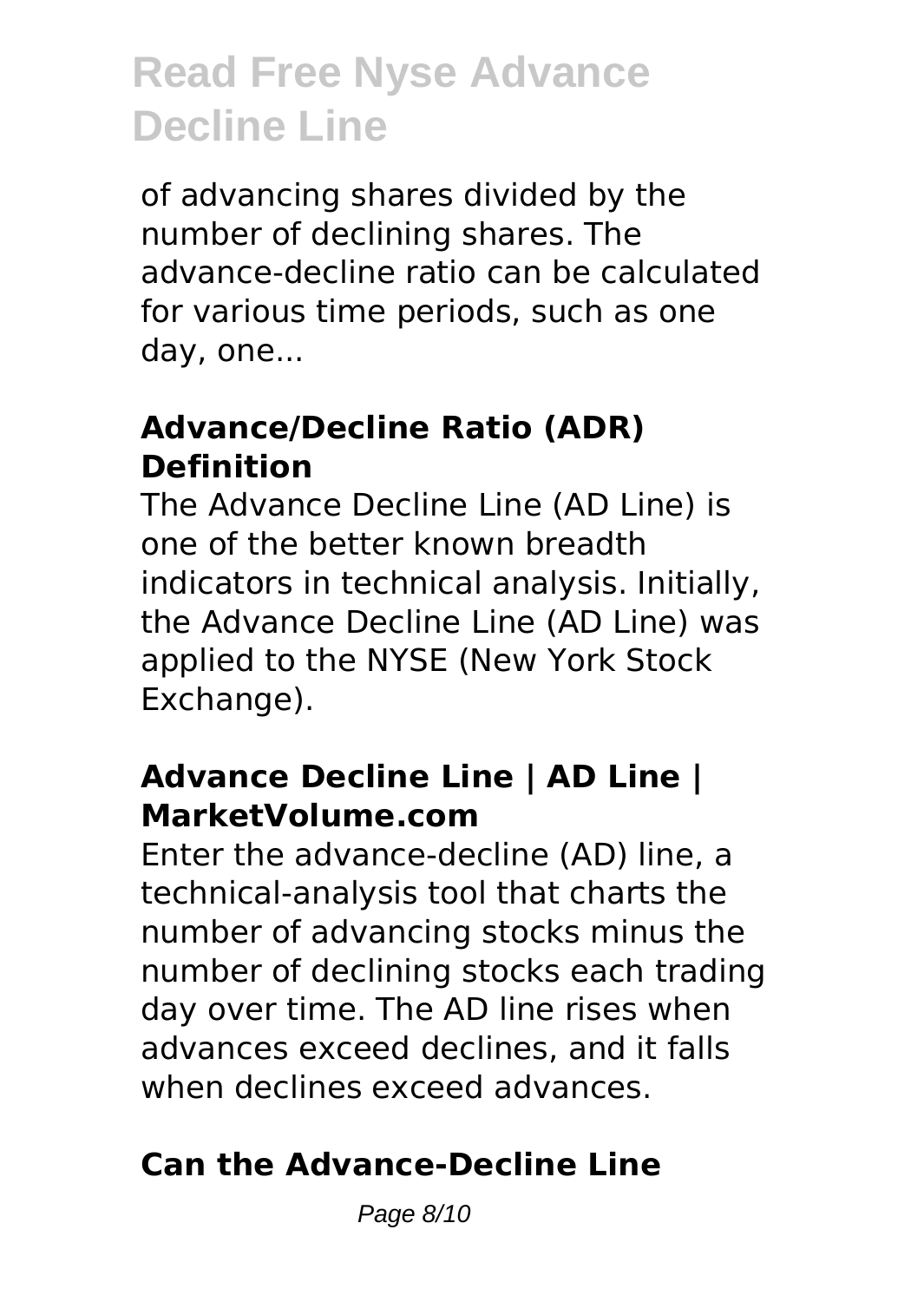of advancing shares divided by the number of declining shares. The advance-decline ratio can be calculated for various time periods, such as one day, one...

### Advance/Decline Ratio (ADR) Definition

The Advance Decline Line (AD Line) is one of the better known breadth indicators in technical analysis. Initially, the Advance Decline Line (AD Line) was applied to the NYSE (New York Stock Exchange).

### Advance Decline Line | AD Line | MarketVolume.com

Enter the advance-decline (AD) line, a technical-analysis tool that charts the number of advancing stocks minus the number of declining stocks each trading day over time. The AD line rises when advances exceed declines, and it falls when declines exceed advances.

### Can the Advance-Decline Line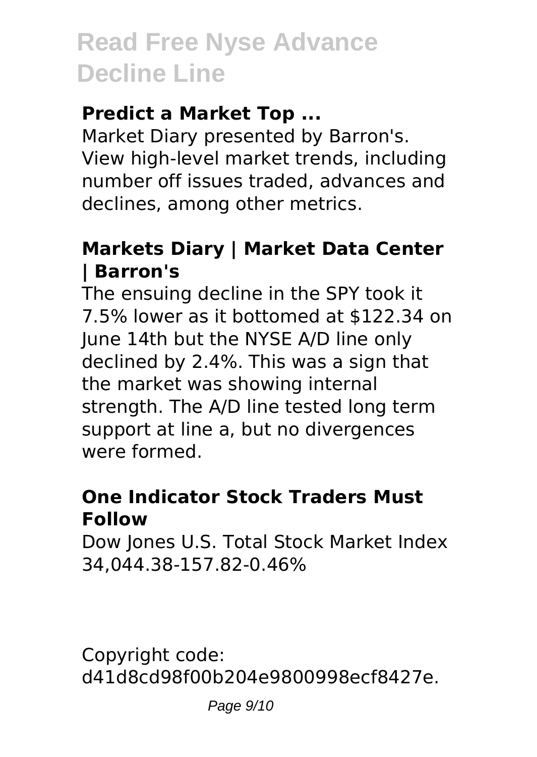## Predict a Market Top ...

Market Diary presented by Barron's. View high-level market trends, including number off issues traded, advances and declines, among other metrics.

## Markets Diary | Market Data Center | Barron's

The ensuing decline in the SPY took it 7.5% lower as it bottomed at $122.34 on June 14th but the NYSE A/D line only declined by 2.4%. This was a sign that the market was showing internal strength. The A/D line tested long term support at line a, but no divergences were formed.

## One Indicator Stock Traders Must Follow

Dow Jones U.S. Total Stock Market Index 34,044.38-157.82-0.46%

Copyright code: d41d8cd98f00b204e9800998ecf8427e.